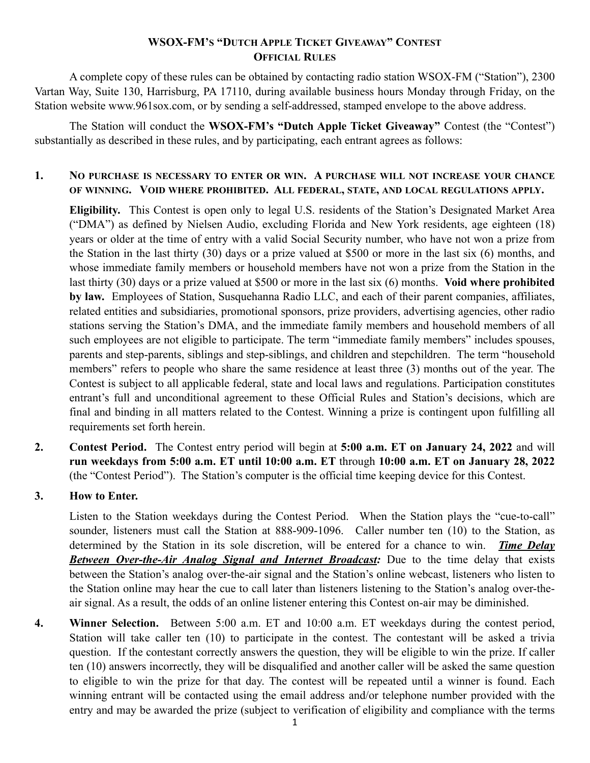# WSOX-FM's "Dutch Apple Ticket Giveaway" Contest
## Official Rules

A complete copy of these rules can be obtained by contacting radio station WSOX-FM ("Station"), 2300 Vartan Way, Suite 130, Harrisburg, PA 17110, during available business hours Monday through Friday, on the Station website www.961sox.com, or by sending a self-addressed, stamped envelope to the above address.

The Station will conduct the **WSOX-FM's "Dutch Apple Ticket Giveaway"** Contest (the "Contest") substantially as described in these rules, and by participating, each entrant agrees as follows:

1. **No purchase is necessary to enter or win. A purchase will not increase your chance of winning. Void where prohibited. All federal, state, and local regulations apply.**

   **Eligibility.** This Contest is open only to legal U.S. residents of the Station's Designated Market Area ("DMA") as defined by Nielsen Audio, excluding Florida and New York residents, age eighteen (18) years or older at the time of entry with a valid Social Security number, who have not won a prize from the Station in the last thirty (30) days or a prize valued at $500 or more in the last six (6) months, and whose immediate family members or household members have not won a prize from the Station in the last thirty (30) days or a prize valued at $500 or more in the last six (6) months. **Void where prohibited by law.** Employees of Station, Susquehanna Radio LLC, and each of their parent companies, affiliates, related entities and subsidiaries, promotional sponsors, prize providers, advertising agencies, other radio stations serving the Station's DMA, and the immediate family members and household members of all such employees are not eligible to participate. The term "immediate family members" includes spouses, parents and step-parents, siblings and step-siblings, and children and stepchildren. The term "household members" refers to people who share the same residence at least three (3) months out of the year. The Contest is subject to all applicable federal, state and local laws and regulations. Participation constitutes entrant's full and unconditional agreement to these Official Rules and Station's decisions, which are final and binding in all matters related to the Contest. Winning a prize is contingent upon fulfilling all requirements set forth herein.

2. **Contest Period.** The Contest entry period will begin at **5:00 a.m. ET on January 24, 2022** and will **run weekdays from 5:00 a.m. ET until 10:00 a.m. ET** through **10:00 a.m. ET on January 28, 2022** (the "Contest Period"). The Station's computer is the official time keeping device for this Contest.

3. **How to Enter.**

   Listen to the Station weekdays during the Contest Period. When the Station plays the "cue-to-call" sounder, listeners must call the Station at 888-909-1096. Caller number ten (10) to the Station, as determined by the Station in its sole discretion, will be entered for a chance to win. ***Time Delay Between Over-the-Air Analog Signal and Internet Broadcast:*** Due to the time delay that exists between the Station's analog over-the-air signal and the Station's online webcast, listeners who listen to the Station online may hear the cue to call later than listeners listening to the Station's analog over-the-air signal. As a result, the odds of an online listener entering this Contest on-air may be diminished.

4. **Winner Selection.** Between 5:00 a.m. ET and 10:00 a.m. ET weekdays during the contest period, Station will take caller ten (10) to participate in the contest. The contestant will be asked a trivia question. If the contestant correctly answers the question, they will be eligible to win the prize. If caller ten (10) answers incorrectly, they will be disqualified and another caller will be asked the same question to eligible to win the prize for that day. The contest will be repeated until a winner is found. Each winning entrant will be contacted using the email address and/or telephone number provided with the entry and may be awarded the prize (subject to verification of eligibility and compliance with the terms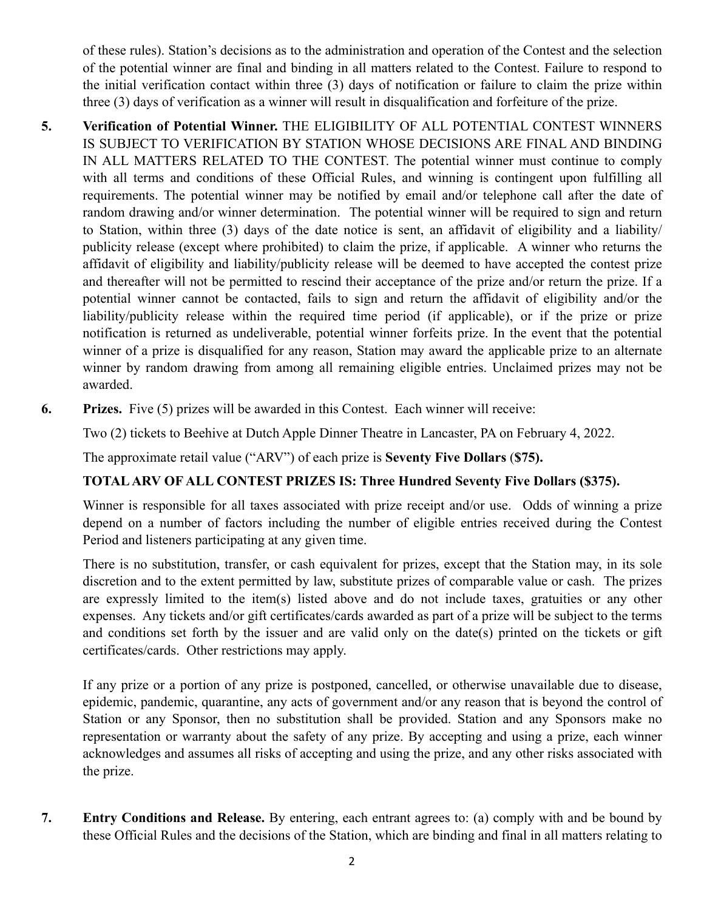of these rules). Station's decisions as to the administration and operation of the Contest and the selection of the potential winner are final and binding in all matters related to the Contest. Failure to respond to the initial verification contact within three (3) days of notification or failure to claim the prize within three (3) days of verification as a winner will result in disqualification and forfeiture of the prize.

5. **Verification of Potential Winner.** THE ELIGIBILITY OF ALL POTENTIAL CONTEST WINNERS IS SUBJECT TO VERIFICATION BY STATION WHOSE DECISIONS ARE FINAL AND BINDING IN ALL MATTERS RELATED TO THE CONTEST. The potential winner must continue to comply with all terms and conditions of these Official Rules, and winning is contingent upon fulfilling all requirements. The potential winner may be notified by email and/or telephone call after the date of random drawing and/or winner determination. The potential winner will be required to sign and return to Station, within three (3) days of the date notice is sent, an affidavit of eligibility and a liability/ publicity release (except where prohibited) to claim the prize, if applicable. A winner who returns the affidavit of eligibility and liability/publicity release will be deemed to have accepted the contest prize and thereafter will not be permitted to rescind their acceptance of the prize and/or return the prize. If a potential winner cannot be contacted, fails to sign and return the affidavit of eligibility and/or the liability/publicity release within the required time period (if applicable), or if the prize or prize notification is returned as undeliverable, potential winner forfeits prize. In the event that the potential winner of a prize is disqualified for any reason, Station may award the applicable prize to an alternate winner by random drawing from among all remaining eligible entries. Unclaimed prizes may not be awarded.

6. **Prizes.** Five (5) prizes will be awarded in this Contest. Each winner will receive:

   Two (2) tickets to Beehive at Dutch Apple Dinner Theatre in Lancaster, PA on February 4, 2022.

   The approximate retail value ("ARV") of each prize is **Seventy Five Dollars (\$75).**

   **TOTAL ARV OF ALL CONTEST PRIZES IS: Three Hundred Seventy Five Dollars (\$375).**

   Winner is responsible for all taxes associated with prize receipt and/or use. Odds of winning a prize depend on a number of factors including the number of eligible entries received during the Contest Period and listeners participating at any given time.

   There is no substitution, transfer, or cash equivalent for prizes, except that the Station may, in its sole discretion and to the extent permitted by law, substitute prizes of comparable value or cash. The prizes are expressly limited to the item(s) listed above and do not include taxes, gratuities or any other expenses. Any tickets and/or gift certificates/cards awarded as part of a prize will be subject to the terms and conditions set forth by the issuer and are valid only on the date(s) printed on the tickets or gift certificates/cards. Other restrictions may apply.

   If any prize or a portion of any prize is postponed, cancelled, or otherwise unavailable due to disease, epidemic, pandemic, quarantine, any acts of government and/or any reason that is beyond the control of Station or any Sponsor, then no substitution shall be provided. Station and any Sponsors make no representation or warranty about the safety of any prize. By accepting and using a prize, each winner acknowledges and assumes all risks of accepting and using the prize, and any other risks associated with the prize.

7. **Entry Conditions and Release.** By entering, each entrant agrees to: (a) comply with and be bound by these Official Rules and the decisions of the Station, which are binding and final in all matters relating to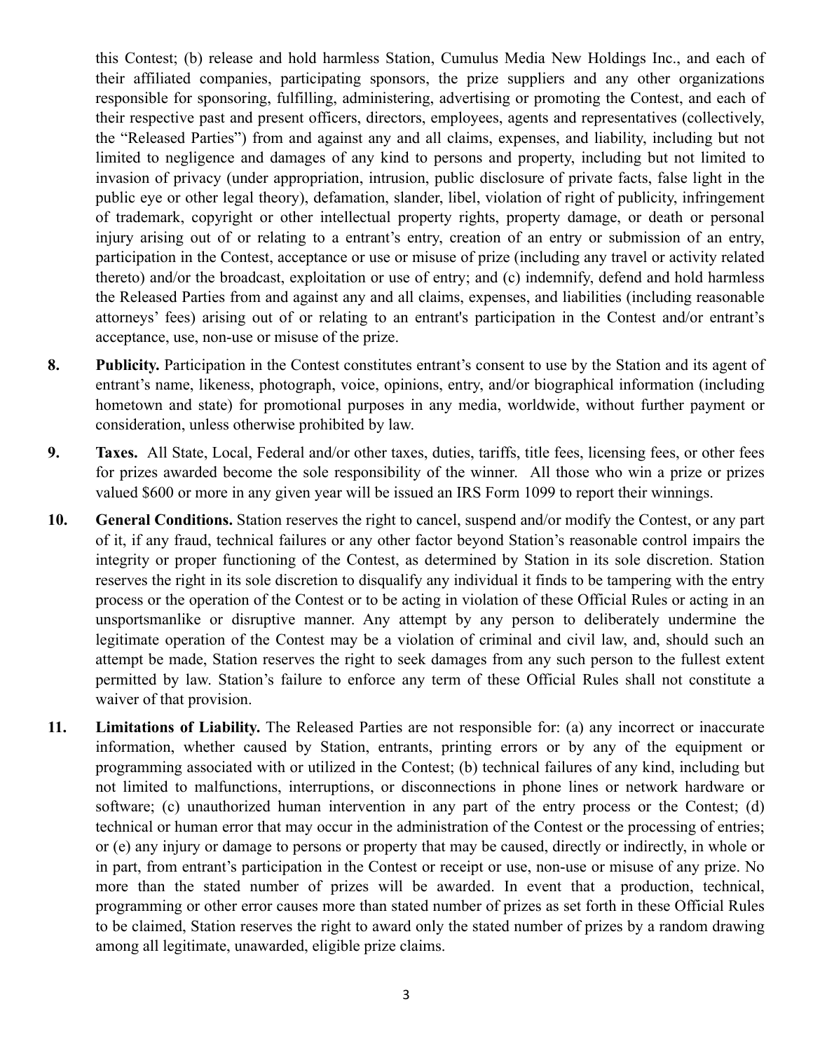this Contest; (b) release and hold harmless Station, Cumulus Media New Holdings Inc., and each of their affiliated companies, participating sponsors, the prize suppliers and any other organizations responsible for sponsoring, fulfilling, administering, advertising or promoting the Contest, and each of their respective past and present officers, directors, employees, agents and representatives (collectively, the "Released Parties") from and against any and all claims, expenses, and liability, including but not limited to negligence and damages of any kind to persons and property, including but not limited to invasion of privacy (under appropriation, intrusion, public disclosure of private facts, false light in the public eye or other legal theory), defamation, slander, libel, violation of right of publicity, infringement of trademark, copyright or other intellectual property rights, property damage, or death or personal injury arising out of or relating to a entrant's entry, creation of an entry or submission of an entry, participation in the Contest, acceptance or use or misuse of prize (including any travel or activity related thereto) and/or the broadcast, exploitation or use of entry; and (c) indemnify, defend and hold harmless the Released Parties from and against any and all claims, expenses, and liabilities (including reasonable attorneys' fees) arising out of or relating to an entrant's participation in the Contest and/or entrant's acceptance, use, non-use or misuse of the prize.

8. **Publicity.** Participation in the Contest constitutes entrant's consent to use by the Station and its agent of entrant's name, likeness, photograph, voice, opinions, entry, and/or biographical information (including hometown and state) for promotional purposes in any media, worldwide, without further payment or consideration, unless otherwise prohibited by law.

9. **Taxes.** All State, Local, Federal and/or other taxes, duties, tariffs, title fees, licensing fees, or other fees for prizes awarded become the sole responsibility of the winner. All those who win a prize or prizes valued $600 or more in any given year will be issued an IRS Form 1099 to report their winnings.

10. **General Conditions.** Station reserves the right to cancel, suspend and/or modify the Contest, or any part of it, if any fraud, technical failures or any other factor beyond Station's reasonable control impairs the integrity or proper functioning of the Contest, as determined by Station in its sole discretion. Station reserves the right in its sole discretion to disqualify any individual it finds to be tampering with the entry process or the operation of the Contest or to be acting in violation of these Official Rules or acting in an unsportsmanlike or disruptive manner. Any attempt by any person to deliberately undermine the legitimate operation of the Contest may be a violation of criminal and civil law, and, should such an attempt be made, Station reserves the right to seek damages from any such person to the fullest extent permitted by law. Station's failure to enforce any term of these Official Rules shall not constitute a waiver of that provision.

11. **Limitations of Liability.** The Released Parties are not responsible for: (a) any incorrect or inaccurate information, whether caused by Station, entrants, printing errors or by any of the equipment or programming associated with or utilized in the Contest; (b) technical failures of any kind, including but not limited to malfunctions, interruptions, or disconnections in phone lines or network hardware or software; (c) unauthorized human intervention in any part of the entry process or the Contest; (d) technical or human error that may occur in the administration of the Contest or the processing of entries; or (e) any injury or damage to persons or property that may be caused, directly or indirectly, in whole or in part, from entrant's participation in the Contest or receipt or use, non-use or misuse of any prize. No more than the stated number of prizes will be awarded. In event that a production, technical, programming or other error causes more than stated number of prizes as set forth in these Official Rules to be claimed, Station reserves the right to award only the stated number of prizes by a random drawing among all legitimate, unawarded, eligible prize claims.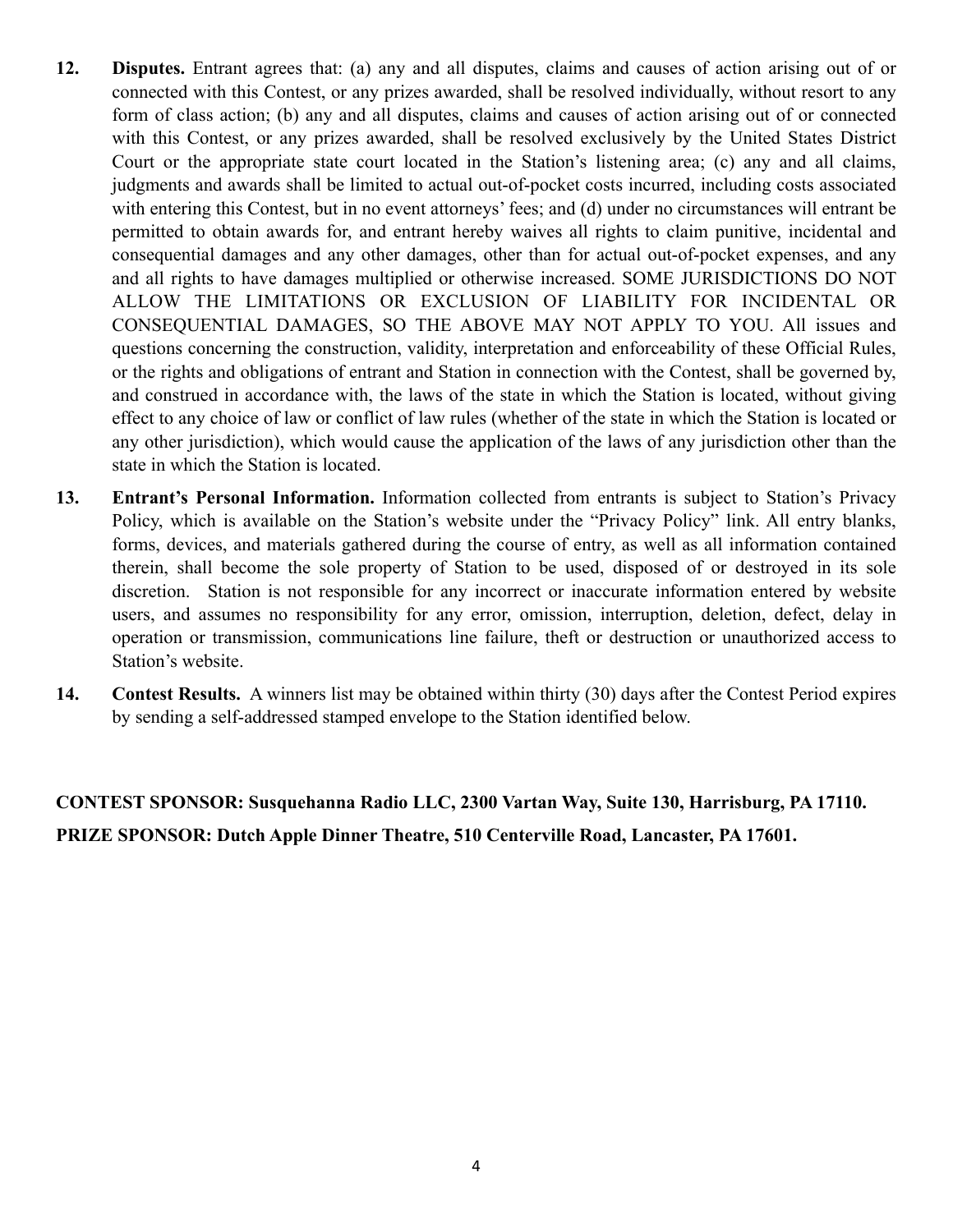12. **Disputes.** Entrant agrees that: (a) any and all disputes, claims and causes of action arising out of or connected with this Contest, or any prizes awarded, shall be resolved individually, without resort to any form of class action; (b) any and all disputes, claims and causes of action arising out of or connected with this Contest, or any prizes awarded, shall be resolved exclusively by the United States District Court or the appropriate state court located in the Station's listening area; (c) any and all claims, judgments and awards shall be limited to actual out-of-pocket costs incurred, including costs associated with entering this Contest, but in no event attorneys' fees; and (d) under no circumstances will entrant be permitted to obtain awards for, and entrant hereby waives all rights to claim punitive, incidental and consequential damages and any other damages, other than for actual out-of-pocket expenses, and any and all rights to have damages multiplied or otherwise increased. SOME JURISDICTIONS DO NOT ALLOW THE LIMITATIONS OR EXCLUSION OF LIABILITY FOR INCIDENTAL OR CONSEQUENTIAL DAMAGES, SO THE ABOVE MAY NOT APPLY TO YOU. All issues and questions concerning the construction, validity, interpretation and enforceability of these Official Rules, or the rights and obligations of entrant and Station in connection with the Contest, shall be governed by, and construed in accordance with, the laws of the state in which the Station is located, without giving effect to any choice of law or conflict of law rules (whether of the state in which the Station is located or any other jurisdiction), which would cause the application of the laws of any jurisdiction other than the state in which the Station is located.

13. **Entrant's Personal Information.** Information collected from entrants is subject to Station's Privacy Policy, which is available on the Station's website under the "Privacy Policy" link. All entry blanks, forms, devices, and materials gathered during the course of entry, as well as all information contained therein, shall become the sole property of Station to be used, disposed of or destroyed in its sole discretion. Station is not responsible for any incorrect or inaccurate information entered by website users, and assumes no responsibility for any error, omission, interruption, deletion, defect, delay in operation or transmission, communications line failure, theft or destruction or unauthorized access to Station's website.

14. **Contest Results.** A winners list may be obtained within thirty (30) days after the Contest Period expires by sending a self-addressed stamped envelope to the Station identified below.

**CONTEST SPONSOR: Susquehanna Radio LLC, 2300 Vartan Way, Suite 130, Harrisburg, PA 17110.**

**PRIZE SPONSOR: Dutch Apple Dinner Theatre, 510 Centerville Road, Lancaster, PA 17601.**